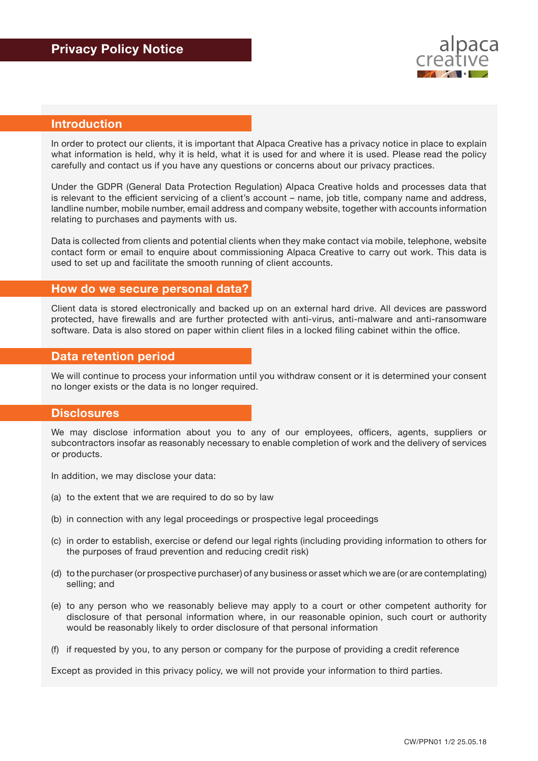# Privacy Policy Notice

alpaca creative

## Introduction

In order to protect our clients, it is important that Alpaca Creative has a privacy notice in place to explain what information is held, why it is held, what it is used for and where it is used. Please read the policy carefully and contact us if you have any questions or concerns about our privacy practices.

Under the GDPR (General Data Protection Regulation) Alpaca Creative holds and processes data that is relevant to the efficient servicing of a client's account – name, job title, company name and address, landline number, mobile number, email address and company website, together with accounts information relating to purchases and payments with us.

Data is collected from clients and potential clients when they make contact via mobile, telephone, website contact form or email to enquire about commissioning Alpaca Creative to carry out work. This data is used to set up and facilitate the smooth running of client accounts.

## How do we secure personal data?

Client data is stored electronically and backed up on an external hard drive. All devices are password protected, have firewalls and are further protected with anti-virus, anti-malware and anti-ransomware software. Data is also stored on paper within client files in a locked filing cabinet within the office.

## Data retention period

We will continue to process your information until you withdraw consent or it is determined your consent no longer exists or the data is no longer required.

## Disclosures

We may disclose information about you to any of our employees, officers, agents, suppliers or subcontractors insofar as reasonably necessary to enable completion of work and the delivery of services or products.

In addition, we may disclose your data:

(a) to the extent that we are required to do so by law

(b) in connection with any legal proceedings or prospective legal proceedings

(c) in order to establish, exercise or defend our legal rights (including providing information to others for the purposes of fraud prevention and reducing credit risk)

(d) to the purchaser (or prospective purchaser) of any business or asset which we are (or are contemplating) selling; and

(e) to any person who we reasonably believe may apply to a court or other competent authority for disclosure of that personal information where, in our reasonable opinion, such court or authority would be reasonably likely to order disclosure of that personal information

(f) if requested by you, to any person or company for the purpose of providing a credit reference

Except as provided in this privacy policy, we will not provide your information to third parties.

CW/PPN01 1/2 25.05.18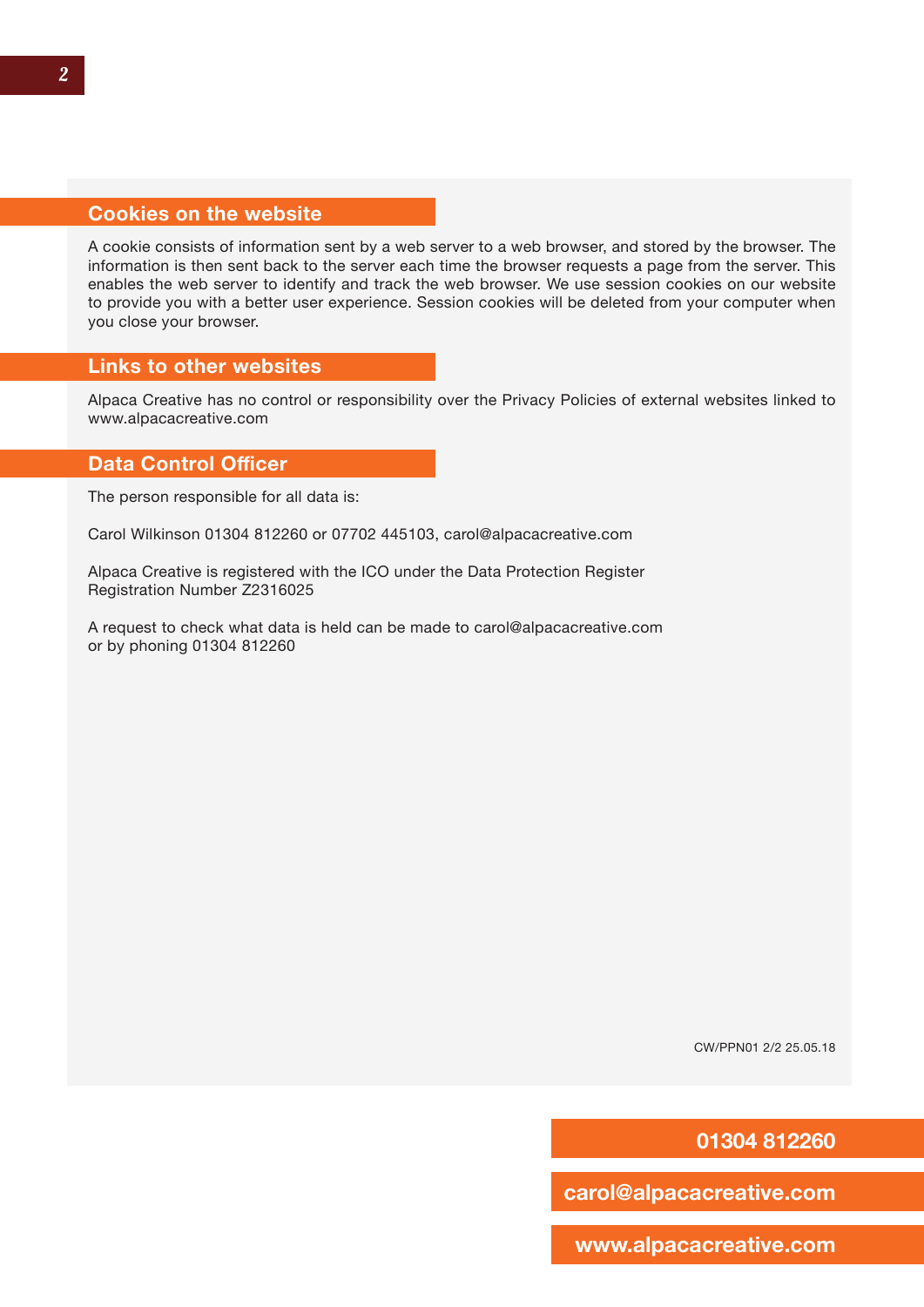## Cookies on the website

A cookie consists of information sent by a web server to a web browser, and stored by the browser. The information is then sent back to the server each time the browser requests a page from the server. This enables the web server to identify and track the web browser. We use session cookies on our website to provide you with a better user experience. Session cookies will be deleted from your computer when you close your browser.

## Links to other websites

Alpaca Creative has no control or responsibility over the Privacy Policies of external websites linked to www.alpacacreative.com

## Data Control Officer

The person responsible for all data is:

Carol Wilkinson 01304 812260 or 07702 445103, carol@alpacacreative.com

Alpaca Creative is registered with the ICO under the Data Protection Register
Registration Number Z2316025

A request to check what data is held can be made to carol@alpacacreative.com
or by phoning 01304 812260

CW/PPN01 2/2 25.05.18

**01304 812260**

**carol@alpacacreative.com**

**www.alpacacreative.com**